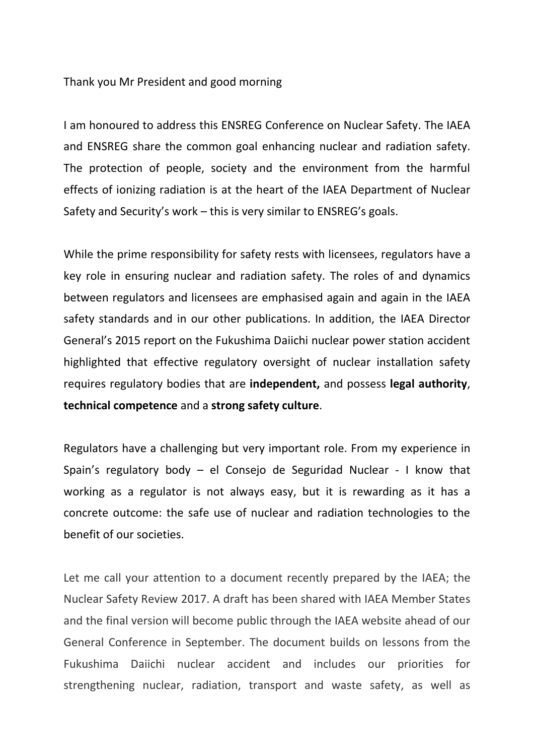Thank you Mr President and good morning

I am honoured to address this ENSREG Conference on Nuclear Safety. The IAEA and ENSREG share the common goal enhancing nuclear and radiation safety. The protection of people, society and the environment from the harmful effects of ionizing radiation is at the heart of the IAEA Department of Nuclear Safety and Security's work – this is very similar to ENSREG's goals.

While the prime responsibility for safety rests with licensees, regulators have a key role in ensuring nuclear and radiation safety. The roles of and dynamics between regulators and licensees are emphasised again and again in the IAEA safety standards and in our other publications. In addition, the IAEA Director General's 2015 report on the Fukushima Daiichi nuclear power station accident highlighted that effective regulatory oversight of nuclear installation safety requires regulatory bodies that are **independent,** and possess **legal authority**, **technical competence** and a **strong safety culture**.

Regulators have a challenging but very important role. From my experience in Spain's regulatory body – el Consejo de Seguridad Nuclear - I know that working as a regulator is not always easy, but it is rewarding as it has a concrete outcome: the safe use of nuclear and radiation technologies to the benefit of our societies.

Let me call your attention to a document recently prepared by the IAEA; the Nuclear Safety Review 2017. A draft has been shared with IAEA Member States and the final version will become public through the IAEA website ahead of our General Conference in September. The document builds on lessons from the Fukushima Daiichi nuclear accident and includes our priorities for strengthening nuclear, radiation, transport and waste safety, as well as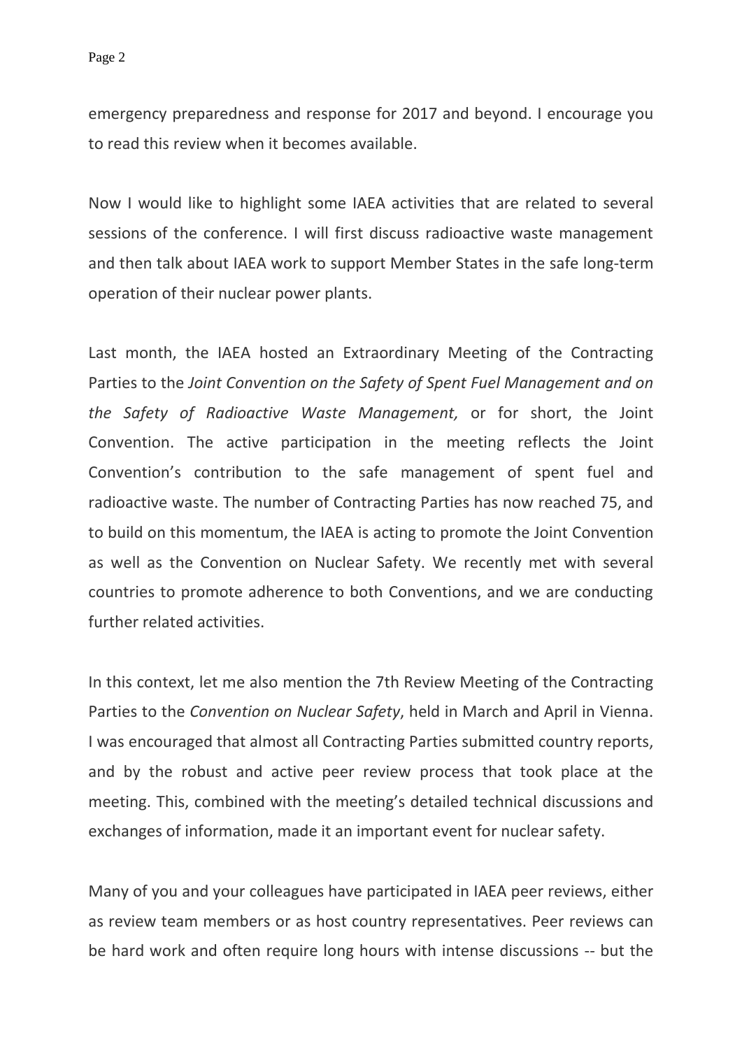emergency preparedness and response for 2017 and beyond. I encourage you to read this review when it becomes available.

Now I would like to highlight some IAEA activities that are related to several sessions of the conference. I will first discuss radioactive waste management and then talk about IAEA work to support Member States in the safe long-term operation of their nuclear power plants.

Last month, the IAEA hosted an Extraordinary Meeting of the Contracting Parties to the *Joint Convention on the Safety of Spent Fuel Management and on the Safety of Radioactive Waste Management,* or for short, the Joint Convention. The active participation in the meeting reflects the Joint Convention's contribution to the safe management of spent fuel and radioactive waste. The number of Contracting Parties has now reached 75, and to build on this momentum, the IAEA is acting to promote the Joint Convention as well as the Convention on Nuclear Safety. We recently met with several countries to promote adherence to both Conventions, and we are conducting further related activities.

In this context, let me also mention the 7th Review Meeting of the Contracting Parties to the *Convention on Nuclear Safety*, held in March and April in Vienna. I was encouraged that almost all Contracting Parties submitted country reports, and by the robust and active peer review process that took place at the meeting. This, combined with the meeting's detailed technical discussions and exchanges of information, made it an important event for nuclear safety.

Many of you and your colleagues have participated in IAEA peer reviews, either as review team members or as host country representatives. Peer reviews can be hard work and often require long hours with intense discussions -- but the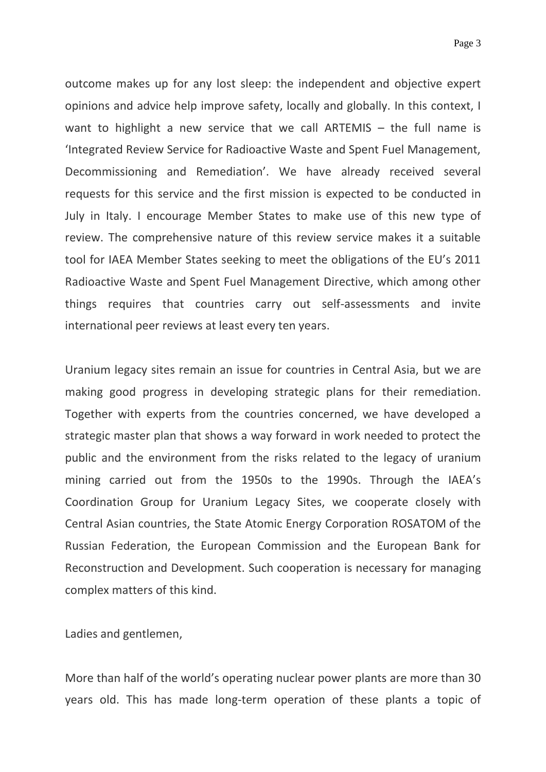outcome makes up for any lost sleep: the independent and objective expert opinions and advice help improve safety, locally and globally. In this context, I want to highlight a new service that we call ARTEMIS – the full name is 'Integrated Review Service for Radioactive Waste and Spent Fuel Management, Decommissioning and Remediation'. We have already received several requests for this service and the first mission is expected to be conducted in July in Italy. I encourage Member States to make use of this new type of review. The comprehensive nature of this review service makes it a suitable tool for IAEA Member States seeking to meet the obligations of the EU's 2011 Radioactive Waste and Spent Fuel Management Directive, which among other things requires that countries carry out self-assessments and invite international peer reviews at least every ten years.

Uranium legacy sites remain an issue for countries in Central Asia, but we are making good progress in developing strategic plans for their remediation. Together with experts from the countries concerned, we have developed a strategic master plan that shows a way forward in work needed to protect the public and the environment from the risks related to the legacy of uranium mining carried out from the 1950s to the 1990s. Through the IAEA's Coordination Group for Uranium Legacy Sites, we cooperate closely with Central Asian countries, the State Atomic Energy Corporation ROSATOM of the Russian Federation, the European Commission and the European Bank for Reconstruction and Development. Such cooperation is necessary for managing complex matters of this kind.

Ladies and gentlemen,

More than half of the world's operating nuclear power plants are more than 30 years old. This has made long-term operation of these plants a topic of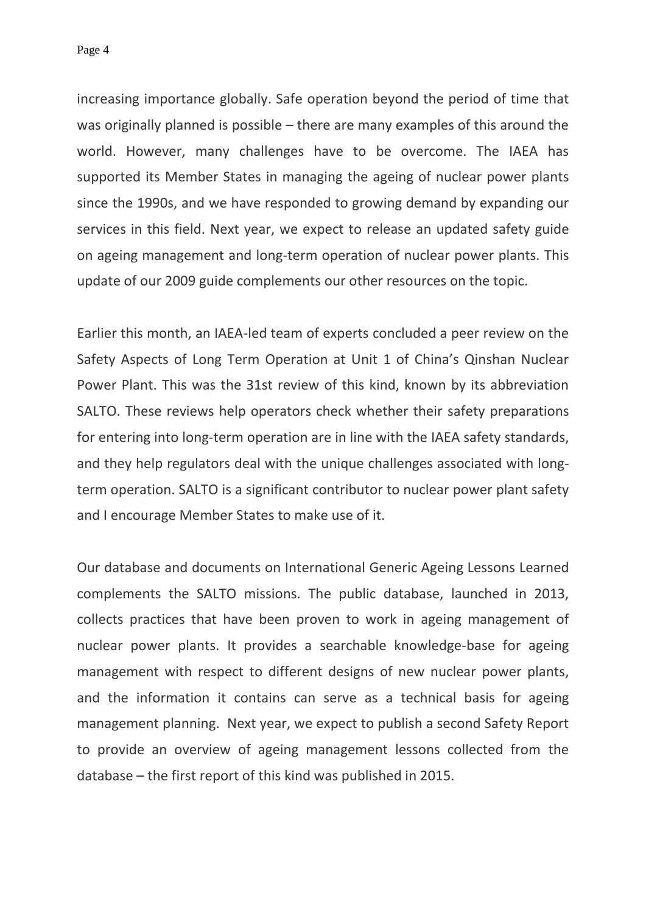increasing importance globally. Safe operation beyond the period of time that was originally planned is possible – there are many examples of this around the world. However, many challenges have to be overcome. The IAEA has supported its Member States in managing the ageing of nuclear power plants since the 1990s, and we have responded to growing demand by expanding our services in this field. Next year, we expect to release an updated safety guide on ageing management and long-term operation of nuclear power plants. This update of our 2009 guide complements our other resources on the topic.

Earlier this month, an IAEA-led team of experts concluded a peer review on the Safety Aspects of Long Term Operation at Unit 1 of China's Qinshan Nuclear Power Plant. This was the 31st review of this kind, known by its abbreviation SALTO. These reviews help operators check whether their safety preparations for entering into long-term operation are in line with the IAEA safety standards, and they help regulators deal with the unique challenges associated with long-term operation. SALTO is a significant contributor to nuclear power plant safety and I encourage Member States to make use of it.

Our database and documents on International Generic Ageing Lessons Learned complements the SALTO missions. The public database, launched in 2013, collects practices that have been proven to work in ageing management of nuclear power plants. It provides a searchable knowledge-base for ageing management with respect to different designs of new nuclear power plants, and the information it contains can serve as a technical basis for ageing management planning. Next year, we expect to publish a second Safety Report to provide an overview of ageing management lessons collected from the database – the first report of this kind was published in 2015.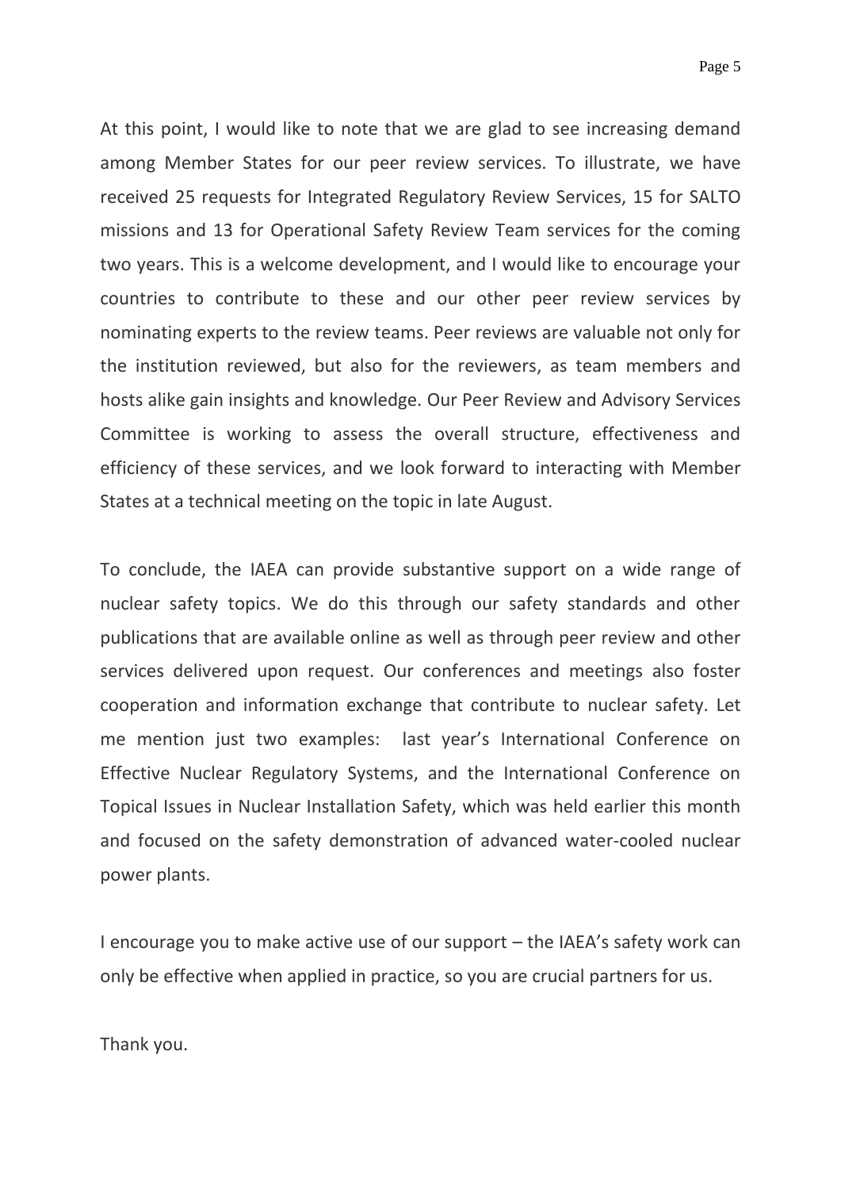At this point, I would like to note that we are glad to see increasing demand among Member States for our peer review services. To illustrate, we have received 25 requests for Integrated Regulatory Review Services, 15 for SALTO missions and 13 for Operational Safety Review Team services for the coming two years. This is a welcome development, and I would like to encourage your countries to contribute to these and our other peer review services by nominating experts to the review teams. Peer reviews are valuable not only for the institution reviewed, but also for the reviewers, as team members and hosts alike gain insights and knowledge. Our Peer Review and Advisory Services Committee is working to assess the overall structure, effectiveness and efficiency of these services, and we look forward to interacting with Member States at a technical meeting on the topic in late August.

To conclude, the IAEA can provide substantive support on a wide range of nuclear safety topics. We do this through our safety standards and other publications that are available online as well as through peer review and other services delivered upon request. Our conferences and meetings also foster cooperation and information exchange that contribute to nuclear safety. Let me mention just two examples: last year's International Conference on Effective Nuclear Regulatory Systems, and the International Conference on Topical Issues in Nuclear Installation Safety, which was held earlier this month and focused on the safety demonstration of advanced water-cooled nuclear power plants.

I encourage you to make active use of our support – the IAEA's safety work can only be effective when applied in practice, so you are crucial partners for us.

Thank you.